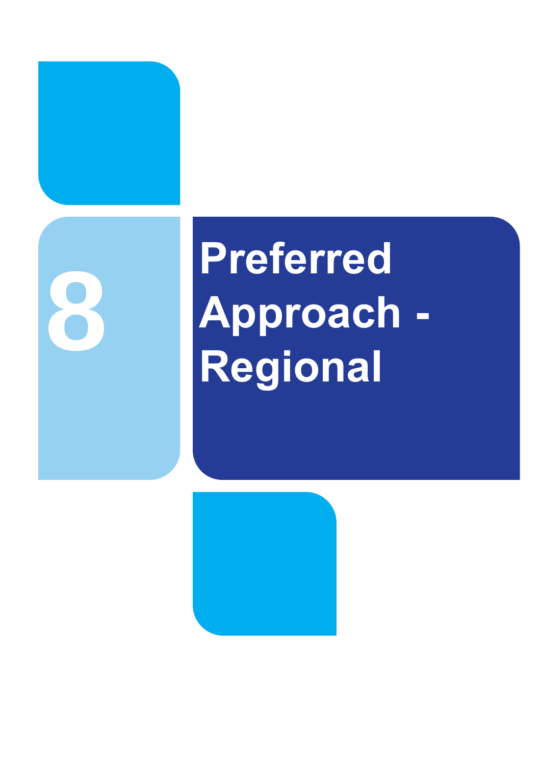# 8 Preferred Approach - Regional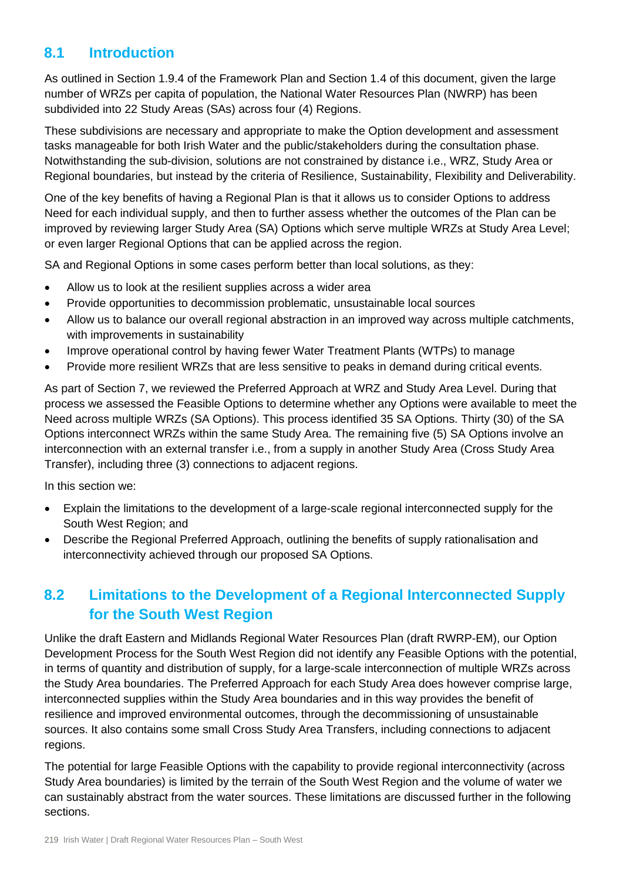## 8.1 Introduction

As outlined in Section 1.9.4 of the Framework Plan and Section 1.4 of this document, given the large number of WRZs per capita of population, the National Water Resources Plan (NWRP) has been subdivided into 22 Study Areas (SAs) across four (4) Regions.

These subdivisions are necessary and appropriate to make the Option development and assessment tasks manageable for both Irish Water and the public/stakeholders during the consultation phase. Notwithstanding the sub-division, solutions are not constrained by distance i.e., WRZ, Study Area or Regional boundaries, but instead by the criteria of Resilience, Sustainability, Flexibility and Deliverability.

One of the key benefits of having a Regional Plan is that it allows us to consider Options to address Need for each individual supply, and then to further assess whether the outcomes of the Plan can be improved by reviewing larger Study Area (SA) Options which serve multiple WRZs at Study Area Level; or even larger Regional Options that can be applied across the region.

SA and Regional Options in some cases perform better than local solutions, as they:

- Allow us to look at the resilient supplies across a wider area
- Provide opportunities to decommission problematic, unsustainable local sources
- Allow us to balance our overall regional abstraction in an improved way across multiple catchments, with improvements in sustainability
- Improve operational control by having fewer Water Treatment Plants (WTPs) to manage
- Provide more resilient WRZs that are less sensitive to peaks in demand during critical events.

As part of Section 7, we reviewed the Preferred Approach at WRZ and Study Area Level. During that process we assessed the Feasible Options to determine whether any Options were available to meet the Need across multiple WRZs (SA Options). This process identified 35 SA Options. Thirty (30) of the SA Options interconnect WRZs within the same Study Area. The remaining five (5) SA Options involve an interconnection with an external transfer i.e., from a supply in another Study Area (Cross Study Area Transfer), including three (3) connections to adjacent regions.

In this section we:

- Explain the limitations to the development of a large-scale regional interconnected supply for the South West Region; and
- Describe the Regional Preferred Approach, outlining the benefits of supply rationalisation and interconnectivity achieved through our proposed SA Options.

## 8.2 Limitations to the Development of a Regional Interconnected Supply for the South West Region

Unlike the draft Eastern and Midlands Regional Water Resources Plan (draft RWRP-EM), our Option Development Process for the South West Region did not identify any Feasible Options with the potential, in terms of quantity and distribution of supply, for a large-scale interconnection of multiple WRZs across the Study Area boundaries. The Preferred Approach for each Study Area does however comprise large, interconnected supplies within the Study Area boundaries and in this way provides the benefit of resilience and improved environmental outcomes, through the decommissioning of unsustainable sources. It also contains some small Cross Study Area Transfers, including connections to adjacent regions.

The potential for large Feasible Options with the capability to provide regional interconnectivity (across Study Area boundaries) is limited by the terrain of the South West Region and the volume of water we can sustainably abstract from the water sources. These limitations are discussed further in the following sections.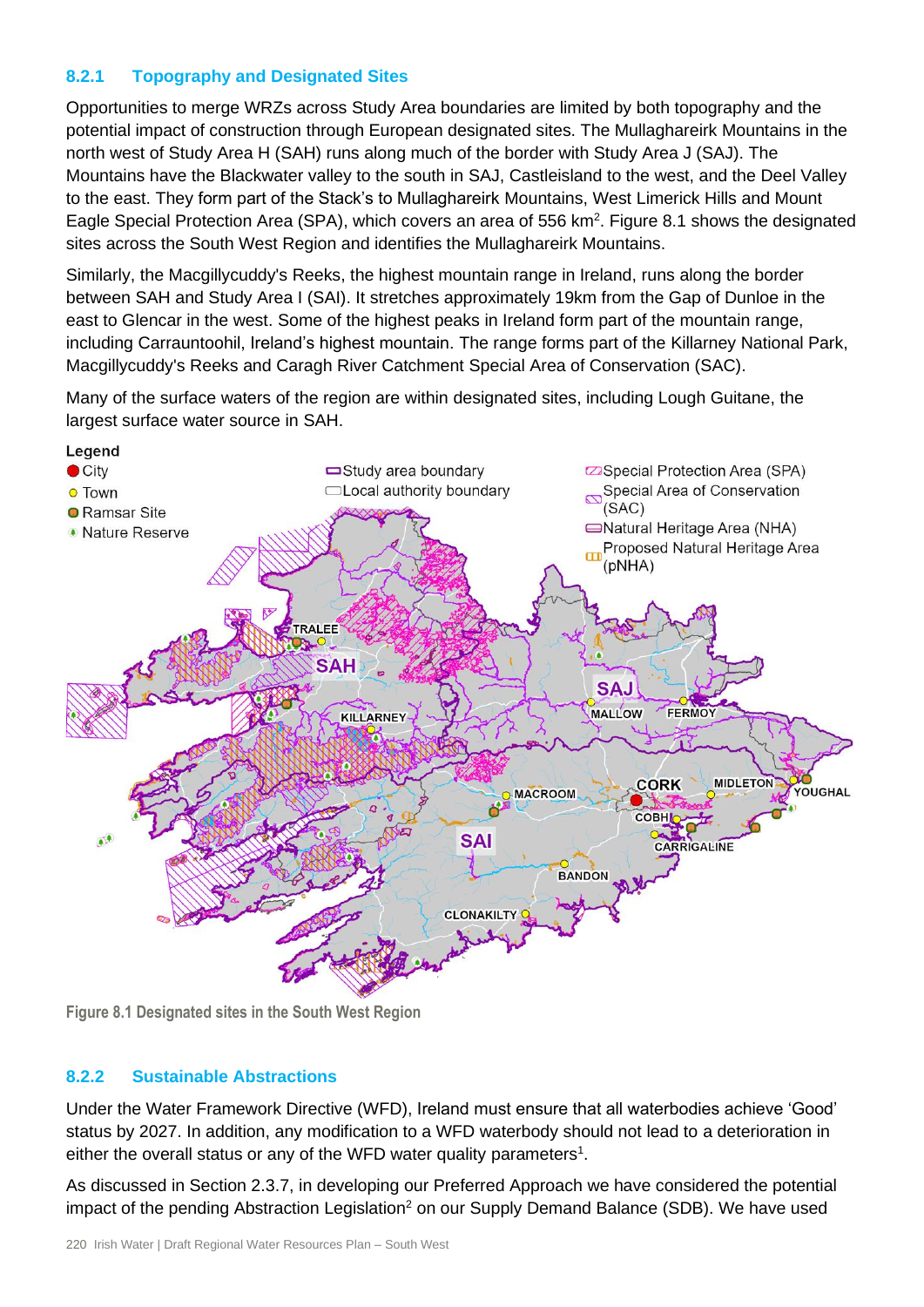### 8.2.1 Topography and Designated Sites

Opportunities to merge WRZs across Study Area boundaries are limited by both topography and the potential impact of construction through European designated sites. The Mullaghareirk Mountains in the north west of Study Area H (SAH) runs along much of the border with Study Area J (SAJ). The Mountains have the Blackwater valley to the south in SAJ, Castleisland to the west, and the Deel Valley to the east. They form part of the Stack's to Mullaghareirk Mountains, West Limerick Hills and Mount Eagle Special Protection Area (SPA), which covers an area of 556 km$^2$. Figure 8.1 shows the designated sites across the South West Region and identifies the Mullaghareirk Mountains.

Similarly, the Macgillycuddy's Reeks, the highest mountain range in Ireland, runs along the border between SAH and Study Area I (SAI). It stretches approximately 19km from the Gap of Dunloe in the east to Glencar in the west. Some of the highest peaks in Ireland form part of the mountain range, including Carrauntoohil, Ireland's highest mountain. The range forms part of the Killarney National Park, Macgillycuddy's Reeks and Caragh River Catchment Special Area of Conservation (SAC).

Many of the surface waters of the region are within designated sites, including Lough Guitane, the largest surface water source in SAH.

Figure 8.1 Designated sites in the South West Region

### 8.2.2 Sustainable Abstractions

Under the Water Framework Directive (WFD), Ireland must ensure that all waterbodies achieve 'Good' status by 2027. In addition, any modification to a WFD waterbody should not lead to a deterioration in either the overall status or any of the WFD water quality parameters[1].

As discussed in Section 2.3.7, in developing our Preferred Approach we have considered the potential impact of the pending Abstraction Legislation[2] on our Supply Demand Balance (SDB). We have used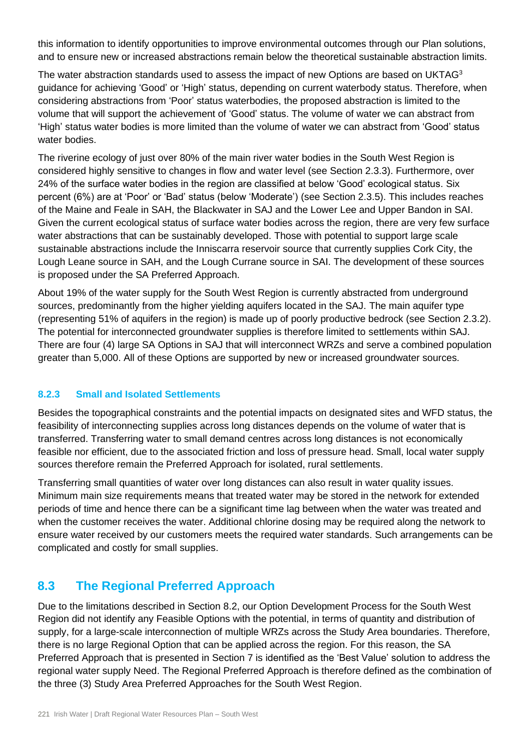this information to identify opportunities to improve environmental outcomes through our Plan solutions, and to ensure new or increased abstractions remain below the theoretical sustainable abstraction limits.

The water abstraction standards used to assess the impact of new Options are based on UKTAG[3] guidance for achieving 'Good' or 'High' status, depending on current waterbody status. Therefore, when considering abstractions from 'Poor' status waterbodies, the proposed abstraction is limited to the volume that will support the achievement of 'Good' status. The volume of water we can abstract from 'High' status water bodies is more limited than the volume of water we can abstract from 'Good' status water bodies.

The riverine ecology of just over 80% of the main river water bodies in the South West Region is considered highly sensitive to changes in flow and water level (see Section 2.3.3). Furthermore, over 24% of the surface water bodies in the region are classified at below 'Good' ecological status. Six percent (6%) are at 'Poor' or 'Bad' status (below 'Moderate') (see Section 2.3.5). This includes reaches of the Maine and Feale in SAH, the Blackwater in SAJ and the Lower Lee and Upper Bandon in SAI. Given the current ecological status of surface water bodies across the region, there are very few surface water abstractions that can be sustainably developed. Those with potential to support large scale sustainable abstractions include the Inniscarra reservoir source that currently supplies Cork City, the Lough Leane source in SAH, and the Lough Currane source in SAI. The development of these sources is proposed under the SA Preferred Approach.

About 19% of the water supply for the South West Region is currently abstracted from underground sources, predominantly from the higher yielding aquifers located in the SAJ. The main aquifer type (representing 51% of aquifers in the region) is made up of poorly productive bedrock (see Section 2.3.2). The potential for interconnected groundwater supplies is therefore limited to settlements within SAJ. There are four (4) large SA Options in SAJ that will interconnect WRZs and serve a combined population greater than 5,000. All of these Options are supported by new or increased groundwater sources.

### 8.2.3 Small and Isolated Settlements

Besides the topographical constraints and the potential impacts on designated sites and WFD status, the feasibility of interconnecting supplies across long distances depends on the volume of water that is transferred. Transferring water to small demand centres across long distances is not economically feasible nor efficient, due to the associated friction and loss of pressure head. Small, local water supply sources therefore remain the Preferred Approach for isolated, rural settlements.

Transferring small quantities of water over long distances can also result in water quality issues. Minimum main size requirements means that treated water may be stored in the network for extended periods of time and hence there can be a significant time lag between when the water was treated and when the customer receives the water. Additional chlorine dosing may be required along the network to ensure water received by our customers meets the required water standards. Such arrangements can be complicated and costly for small supplies.

## 8.3 The Regional Preferred Approach

Due to the limitations described in Section 8.2, our Option Development Process for the South West Region did not identify any Feasible Options with the potential, in terms of quantity and distribution of supply, for a large-scale interconnection of multiple WRZs across the Study Area boundaries. Therefore, there is no large Regional Option that can be applied across the region. For this reason, the SA Preferred Approach that is presented in Section 7 is identified as the 'Best Value' solution to address the regional water supply Need. The Regional Preferred Approach is therefore defined as the combination of the three (3) Study Area Preferred Approaches for the South West Region.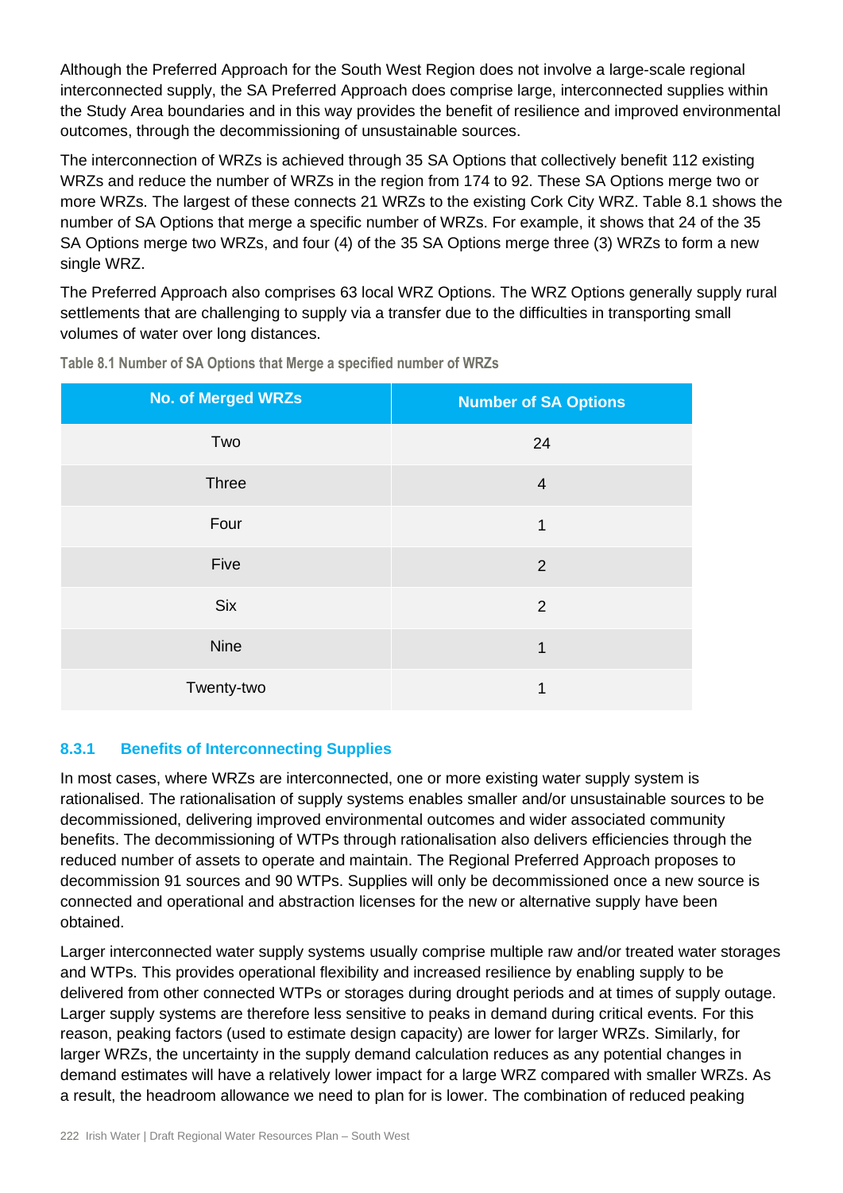Although the Preferred Approach for the South West Region does not involve a large-scale regional interconnected supply, the SA Preferred Approach does comprise large, interconnected supplies within the Study Area boundaries and in this way provides the benefit of resilience and improved environmental outcomes, through the decommissioning of unsustainable sources.

The interconnection of WRZs is achieved through 35 SA Options that collectively benefit 112 existing WRZs and reduce the number of WRZs in the region from 174 to 92. These SA Options merge two or more WRZs. The largest of these connects 21 WRZs to the existing Cork City WRZ. Table 8.1 shows the number of SA Options that merge a specific number of WRZs. For example, it shows that 24 of the 35 SA Options merge two WRZs, and four (4) of the 35 SA Options merge three (3) WRZs to form a new single WRZ.

The Preferred Approach also comprises 63 local WRZ Options. The WRZ Options generally supply rural settlements that are challenging to supply via a transfer due to the difficulties in transporting small volumes of water over long distances.

Table 8.1 Number of SA Options that Merge a specified number of WRZs

| No. of Merged WRZs | Number of SA Options |
|---|---|
| Two | 24 |
| Three | 4 |
| Four | 1 |
| Five | 2 |
| Six | 2 |
| Nine | 1 |
| Twenty-two | 1 |

### 8.3.1 Benefits of Interconnecting Supplies

In most cases, where WRZs are interconnected, one or more existing water supply system is rationalised. The rationalisation of supply systems enables smaller and/or unsustainable sources to be decommissioned, delivering improved environmental outcomes and wider associated community benefits. The decommissioning of WTPs through rationalisation also delivers efficiencies through the reduced number of assets to operate and maintain. The Regional Preferred Approach proposes to decommission 91 sources and 90 WTPs. Supplies will only be decommissioned once a new source is connected and operational and abstraction licenses for the new or alternative supply have been obtained.

Larger interconnected water supply systems usually comprise multiple raw and/or treated water storages and WTPs. This provides operational flexibility and increased resilience by enabling supply to be delivered from other connected WTPs or storages during drought periods and at times of supply outage. Larger supply systems are therefore less sensitive to peaks in demand during critical events. For this reason, peaking factors (used to estimate design capacity) are lower for larger WRZs. Similarly, for larger WRZs, the uncertainty in the supply demand calculation reduces as any potential changes in demand estimates will have a relatively lower impact for a large WRZ compared with smaller WRZs. As a result, the headroom allowance we need to plan for is lower. The combination of reduced peaking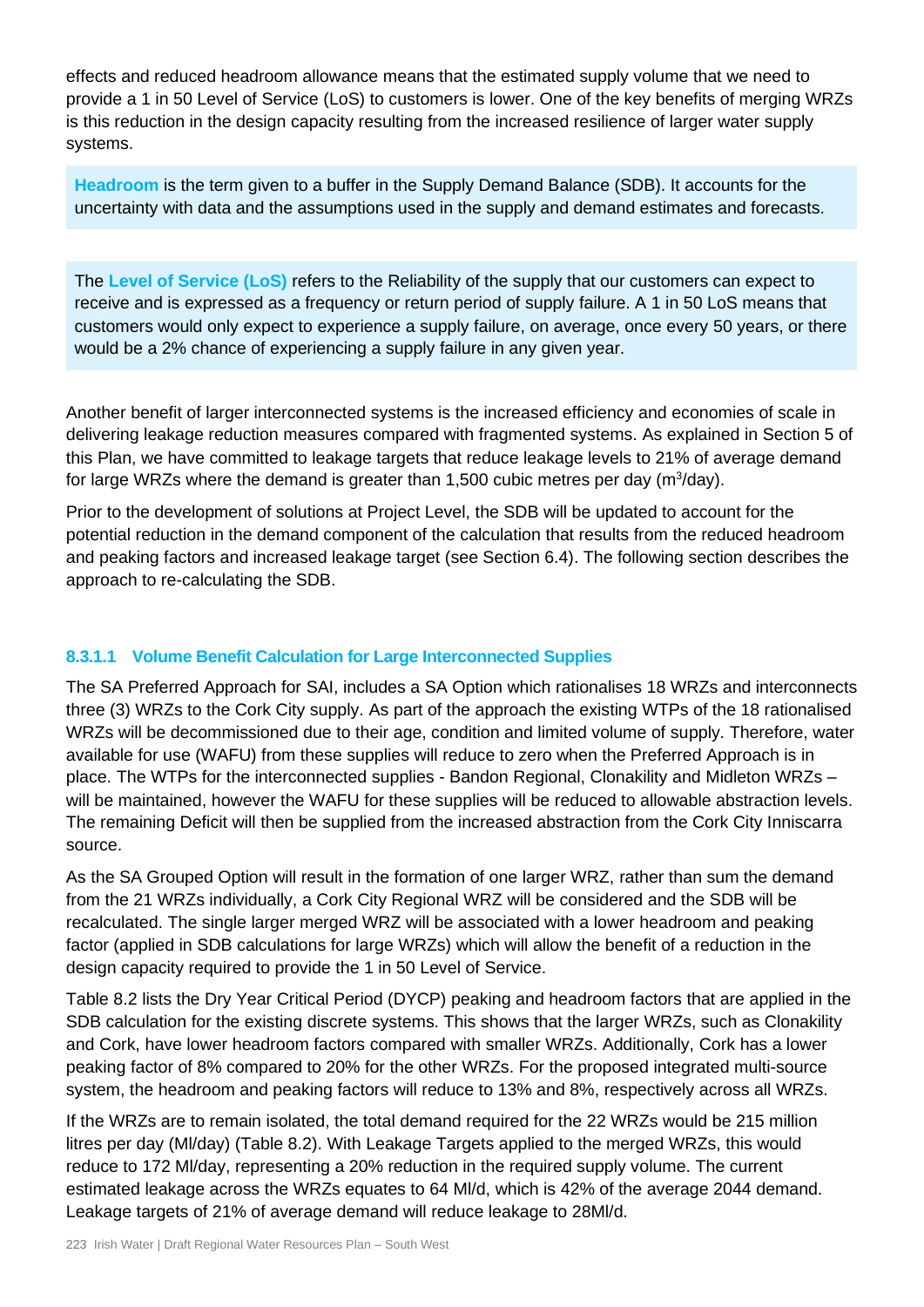effects and reduced headroom allowance means that the estimated supply volume that we need to provide a 1 in 50 Level of Service (LoS) to customers is lower. One of the key benefits of merging WRZs is this reduction in the design capacity resulting from the increased resilience of larger water supply systems.

> **Headroom** is the term given to a buffer in the Supply Demand Balance (SDB). It accounts for the uncertainty with data and the assumptions used in the supply and demand estimates and forecasts.

> The **Level of Service (LoS)** refers to the Reliability of the supply that our customers can expect to receive and is expressed as a frequency or return period of supply failure. A 1 in 50 LoS means that customers would only expect to experience a supply failure, on average, once every 50 years, or there would be a 2% chance of experiencing a supply failure in any given year.

Another benefit of larger interconnected systems is the increased efficiency and economies of scale in delivering leakage reduction measures compared with fragmented systems. As explained in Section 5 of this Plan, we have committed to leakage targets that reduce leakage levels to 21% of average demand for large WRZs where the demand is greater than 1,500 cubic metres per day ($m^3$/day).

Prior to the development of solutions at Project Level, the SDB will be updated to account for the potential reduction in the demand component of the calculation that results from the reduced headroom and peaking factors and increased leakage target (see Section 6.4). The following section describes the approach to re-calculating the SDB.

#### 8.3.1.1 Volume Benefit Calculation for Large Interconnected Supplies

The SA Preferred Approach for SAI, includes a SA Option which rationalises 18 WRZs and interconnects three (3) WRZs to the Cork City supply. As part of the approach the existing WTPs of the 18 rationalised WRZs will be decommissioned due to their age, condition and limited volume of supply. Therefore, water available for use (WAFU) from these supplies will reduce to zero when the Preferred Approach is in place. The WTPs for the interconnected supplies - Bandon Regional, Clonakility and Midleton WRZs – will be maintained, however the WAFU for these supplies will be reduced to allowable abstraction levels. The remaining Deficit will then be supplied from the increased abstraction from the Cork City Inniscarra source.

As the SA Grouped Option will result in the formation of one larger WRZ, rather than sum the demand from the 21 WRZs individually, a Cork City Regional WRZ will be considered and the SDB will be recalculated. The single larger merged WRZ will be associated with a lower headroom and peaking factor (applied in SDB calculations for large WRZs) which will allow the benefit of a reduction in the design capacity required to provide the 1 in 50 Level of Service.

Table 8.2 lists the Dry Year Critical Period (DYCP) peaking and headroom factors that are applied in the SDB calculation for the existing discrete systems. This shows that the larger WRZs, such as Clonakility and Cork, have lower headroom factors compared with smaller WRZs. Additionally, Cork has a lower peaking factor of 8% compared to 20% for the other WRZs. For the proposed integrated multi-source system, the headroom and peaking factors will reduce to 13% and 8%, respectively across all WRZs.

If the WRZs are to remain isolated, the total demand required for the 22 WRZs would be 215 million litres per day (Ml/day) (Table 8.2). With Leakage Targets applied to the merged WRZs, this would reduce to 172 Ml/day, representing a 20% reduction in the required supply volume. The current estimated leakage across the WRZs equates to 64 Ml/d, which is 42% of the average 2044 demand. Leakage targets of 21% of average demand will reduce leakage to 28Ml/d.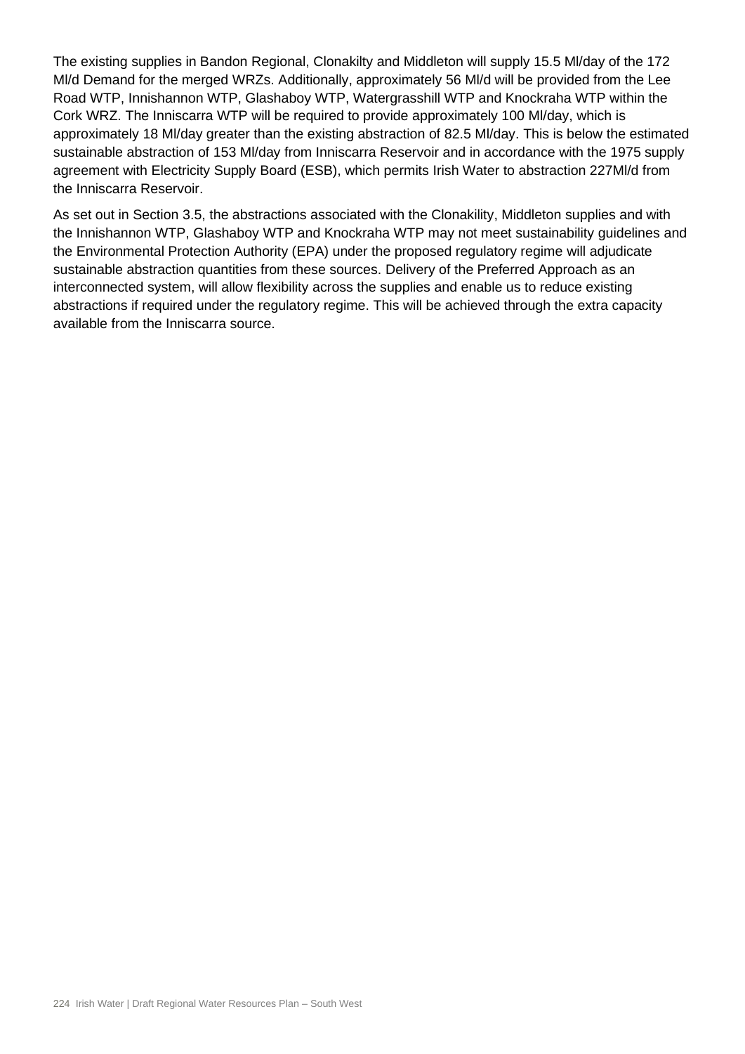The existing supplies in Bandon Regional, Clonakilty and Middleton will supply 15.5 Ml/day of the 172 Ml/d Demand for the merged WRZs. Additionally, approximately 56 Ml/d will be provided from the Lee Road WTP, Innishannon WTP, Glashaboy WTP, Watergrasshill WTP and Knockraha WTP within the Cork WRZ. The Inniscarra WTP will be required to provide approximately 100 Ml/day, which is approximately 18 Ml/day greater than the existing abstraction of 82.5 Ml/day. This is below the estimated sustainable abstraction of 153 Ml/day from Inniscarra Reservoir and in accordance with the 1975 supply agreement with Electricity Supply Board (ESB), which permits Irish Water to abstraction 227Ml/d from the Inniscarra Reservoir.

As set out in Section 3.5, the abstractions associated with the Clonakility, Middleton supplies and with the Innishannon WTP, Glashaboy WTP and Knockraha WTP may not meet sustainability guidelines and the Environmental Protection Authority (EPA) under the proposed regulatory regime will adjudicate sustainable abstraction quantities from these sources. Delivery of the Preferred Approach as an interconnected system, will allow flexibility across the supplies and enable us to reduce existing abstractions if required under the regulatory regime. This will be achieved through the extra capacity available from the Inniscarra source.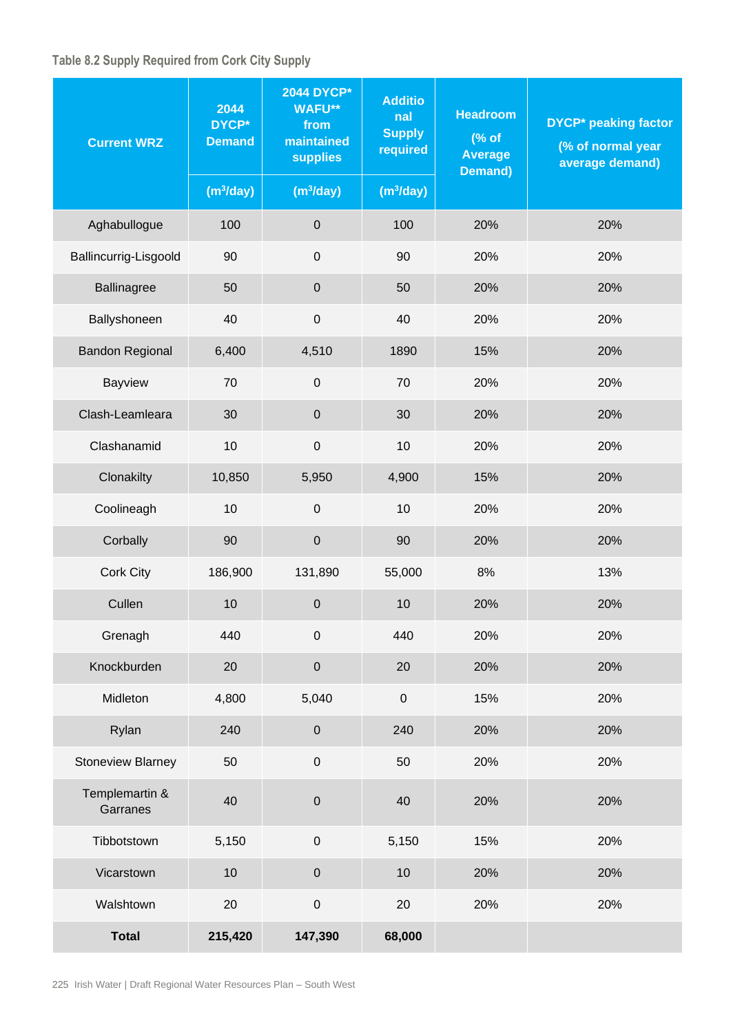Table 8.2 Supply Required from Cork City Supply

| Current WRZ | 2044 DYCP* Demand | 2044 DYCP* WAFU** from maintained supplies | Additional Supply required | Headroom (% of Average Demand) | DYCP* peaking factor (% of normal year average demand) |
|---|---|---|---|---|---|
| | ($m^3$/day) | ($m^3$/day) | ($m^3$/day) | | |
| Aghabullogue | 100 | 0 | 100 | 20% | 20% |
| Ballincurrig-Lisgoold | 90 | 0 | 90 | 20% | 20% |
| Ballinagree | 50 | 0 | 50 | 20% | 20% |
| Ballyshoneen | 40 | 0 | 40 | 20% | 20% |
| Bandon Regional | 6,400 | 4,510 | 1890 | 15% | 20% |
| Bayview | 70 | 0 | 70 | 20% | 20% |
| Clash-Leamleara | 30 | 0 | 30 | 20% | 20% |
| Clashanamid | 10 | 0 | 10 | 20% | 20% |
| Clonakilty | 10,850 | 5,950 | 4,900 | 15% | 20% |
| Coolineagh | 10 | 0 | 10 | 20% | 20% |
| Corbally | 90 | 0 | 90 | 20% | 20% |
| Cork City | 186,900 | 131,890 | 55,000 | 8% | 13% |
| Cullen | 10 | 0 | 10 | 20% | 20% |
| Grenagh | 440 | 0 | 440 | 20% | 20% |
| Knockburden | 20 | 0 | 20 | 20% | 20% |
| Midleton | 4,800 | 5,040 | 0 | 15% | 20% |
| Rylan | 240 | 0 | 240 | 20% | 20% |
| Stoneview Blarney | 50 | 0 | 50 | 20% | 20% |
| Templemartin & Garranes | 40 | 0 | 40 | 20% | 20% |
| Tibbotstown | 5,150 | 0 | 5,150 | 15% | 20% |
| Vicarstown | 10 | 0 | 10 | 20% | 20% |
| Walshtown | 20 | 0 | 20 | 20% | 20% |
| **Total** | **215,420** | **147,390** | **68,000** | | |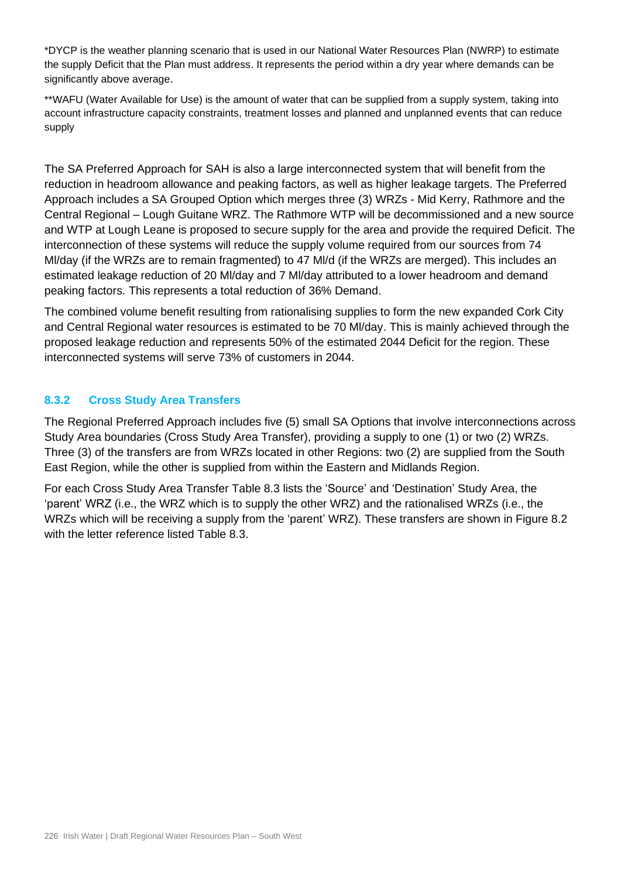*DYCP is the weather planning scenario that is used in our National Water Resources Plan (NWRP) to estimate the supply Deficit that the Plan must address. It represents the period within a dry year where demands can be significantly above average.

**WAFU (Water Available for Use) is the amount of water that can be supplied from a supply system, taking into account infrastructure capacity constraints, treatment losses and planned and unplanned events that can reduce supply

The SA Preferred Approach for SAH is also a large interconnected system that will benefit from the reduction in headroom allowance and peaking factors, as well as higher leakage targets. The Preferred Approach includes a SA Grouped Option which merges three (3) WRZs - Mid Kerry, Rathmore and the Central Regional – Lough Guitane WRZ. The Rathmore WTP will be decommissioned and a new source and WTP at Lough Leane is proposed to secure supply for the area and provide the required Deficit. The interconnection of these systems will reduce the supply volume required from our sources from 74 Ml/day (if the WRZs are to remain fragmented) to 47 Ml/d (if the WRZs are merged). This includes an estimated leakage reduction of 20 Ml/day and 7 Ml/day attributed to a lower headroom and demand peaking factors. This represents a total reduction of 36% Demand.

The combined volume benefit resulting from rationalising supplies to form the new expanded Cork City and Central Regional water resources is estimated to be 70 Ml/day. This is mainly achieved through the proposed leakage reduction and represents 50% of the estimated 2044 Deficit for the region. These interconnected systems will serve 73% of customers in 2044.

### 8.3.2 Cross Study Area Transfers

The Regional Preferred Approach includes five (5) small SA Options that involve interconnections across Study Area boundaries (Cross Study Area Transfer), providing a supply to one (1) or two (2) WRZs. Three (3) of the transfers are from WRZs located in other Regions: two (2) are supplied from the South East Region, while the other is supplied from within the Eastern and Midlands Region.

For each Cross Study Area Transfer Table 8.3 lists the 'Source' and 'Destination' Study Area, the 'parent' WRZ (i.e., the WRZ which is to supply the other WRZ) and the rationalised WRZs (i.e., the WRZs which will be receiving a supply from the 'parent' WRZ). These transfers are shown in Figure 8.2 with the letter reference listed Table 8.3.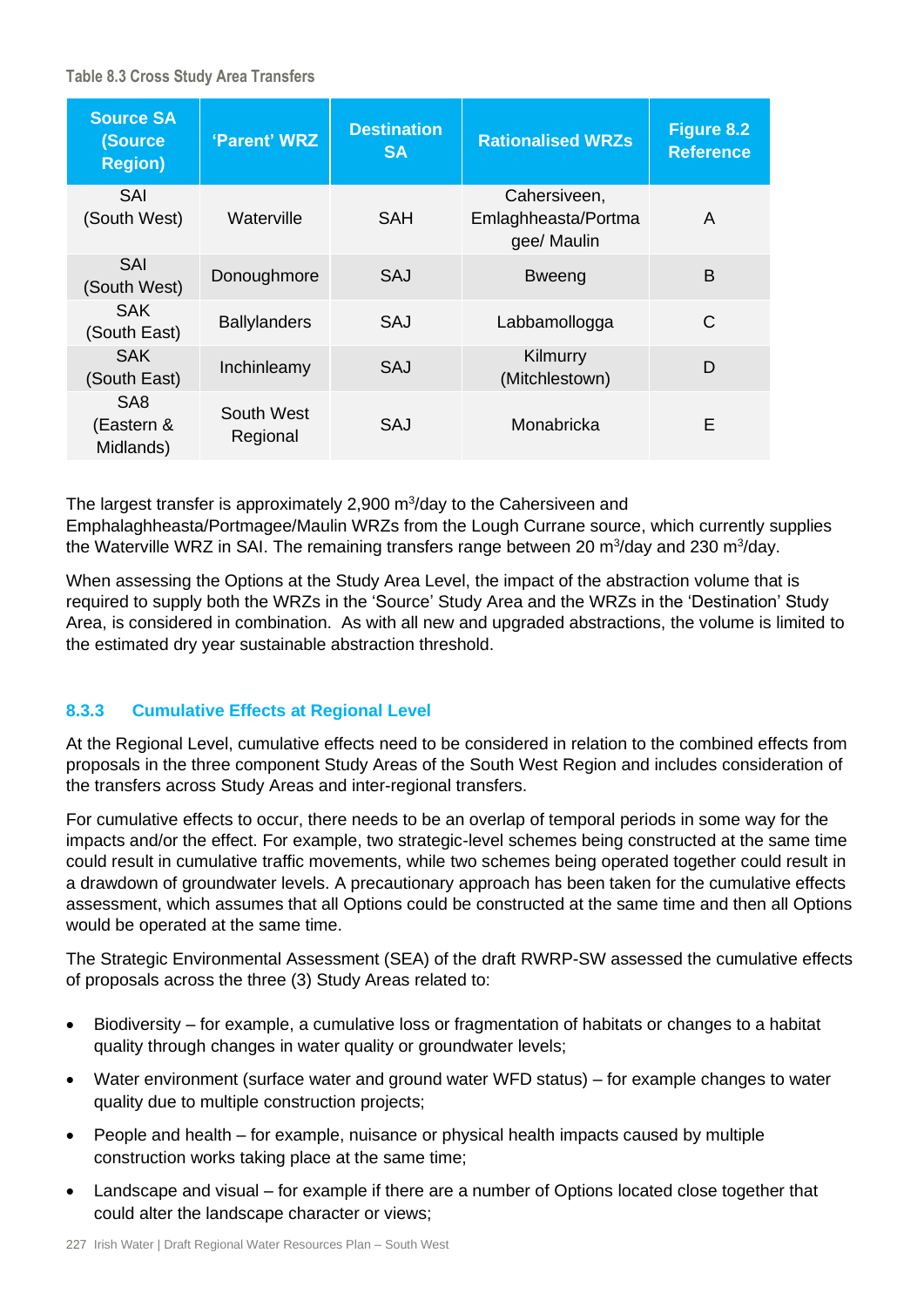Table 8.3 Cross Study Area Transfers

| Source SA (Source Region) | 'Parent' WRZ | Destination SA | Rationalised WRZs | Figure 8.2 Reference |
|---|---|---|---|---|
| SAI (South West) | Waterville | SAH | Cahersiveen, Emlaghheasta/Portmagee/ Maulin | A |
| SAI (South West) | Donoughmore | SAJ | Bweeng | B |
| SAK (South East) | Ballylanders | SAJ | Labbamollogga | C |
| SAK (South East) | Inchinleamy | SAJ | Kilmurry (Mitchlestown) | D |
| SA8 (Eastern & Midlands) | South West Regional | SAJ | Monabricka | E |

The largest transfer is approximately 2,900 $m^3$/day to the Cahersiveen and Emphalaghheasta/Portmagee/Maulin WRZs from the Lough Currane source, which currently supplies the Waterville WRZ in SAI. The remaining transfers range between 20 $m^3$/day and 230 $m^3$/day.

When assessing the Options at the Study Area Level, the impact of the abstraction volume that is required to supply both the WRZs in the 'Source' Study Area and the WRZs in the 'Destination' Study Area, is considered in combination. As with all new and upgraded abstractions, the volume is limited to the estimated dry year sustainable abstraction threshold.

### 8.3.3 Cumulative Effects at Regional Level

At the Regional Level, cumulative effects need to be considered in relation to the combined effects from proposals in the three component Study Areas of the South West Region and includes consideration of the transfers across Study Areas and inter-regional transfers.

For cumulative effects to occur, there needs to be an overlap of temporal periods in some way for the impacts and/or the effect. For example, two strategic-level schemes being constructed at the same time could result in cumulative traffic movements, while two schemes being operated together could result in a drawdown of groundwater levels. A precautionary approach has been taken for the cumulative effects assessment, which assumes that all Options could be constructed at the same time and then all Options would be operated at the same time.

The Strategic Environmental Assessment (SEA) of the draft RWRP-SW assessed the cumulative effects of proposals across the three (3) Study Areas related to:

- Biodiversity – for example, a cumulative loss or fragmentation of habitats or changes to a habitat quality through changes in water quality or groundwater levels;
- Water environment (surface water and ground water WFD status) – for example changes to water quality due to multiple construction projects;
- People and health – for example, nuisance or physical health impacts caused by multiple construction works taking place at the same time;
- Landscape and visual – for example if there are a number of Options located close together that could alter the landscape character or views;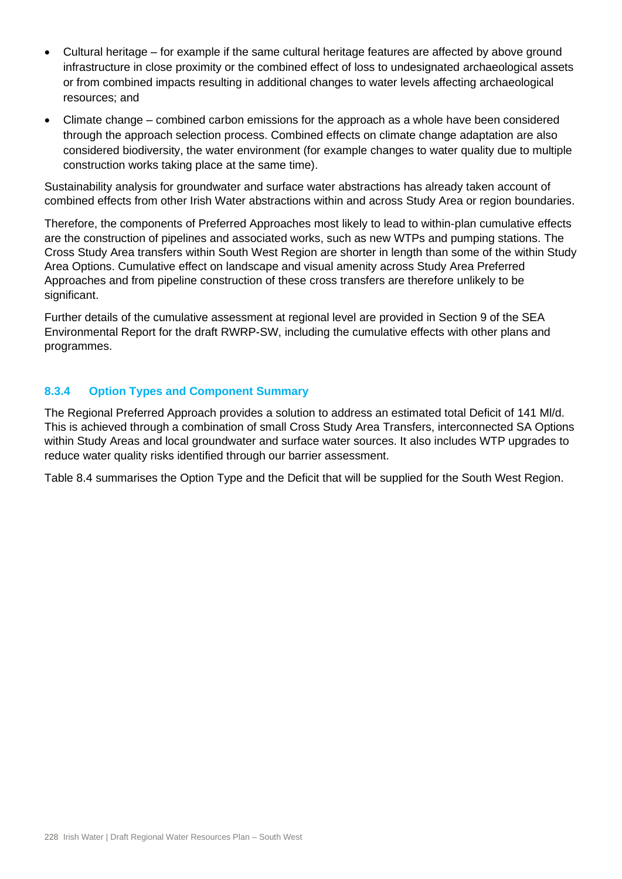- Cultural heritage – for example if the same cultural heritage features are affected by above ground infrastructure in close proximity or the combined effect of loss to undesignated archaeological assets or from combined impacts resulting in additional changes to water levels affecting archaeological resources; and
- Climate change – combined carbon emissions for the approach as a whole have been considered through the approach selection process. Combined effects on climate change adaptation are also considered biodiversity, the water environment (for example changes to water quality due to multiple construction works taking place at the same time).

Sustainability analysis for groundwater and surface water abstractions has already taken account of combined effects from other Irish Water abstractions within and across Study Area or region boundaries.

Therefore, the components of Preferred Approaches most likely to lead to within-plan cumulative effects are the construction of pipelines and associated works, such as new WTPs and pumping stations. The Cross Study Area transfers within South West Region are shorter in length than some of the within Study Area Options. Cumulative effect on landscape and visual amenity across Study Area Preferred Approaches and from pipeline construction of these cross transfers are therefore unlikely to be significant.

Further details of the cumulative assessment at regional level are provided in Section 9 of the SEA Environmental Report for the draft RWRP-SW, including the cumulative effects with other plans and programmes.

### 8.3.4 Option Types and Component Summary

The Regional Preferred Approach provides a solution to address an estimated total Deficit of 141 Ml/d. This is achieved through a combination of small Cross Study Area Transfers, interconnected SA Options within Study Areas and local groundwater and surface water sources. It also includes WTP upgrades to reduce water quality risks identified through our barrier assessment.

Table 8.4 summarises the Option Type and the Deficit that will be supplied for the South West Region.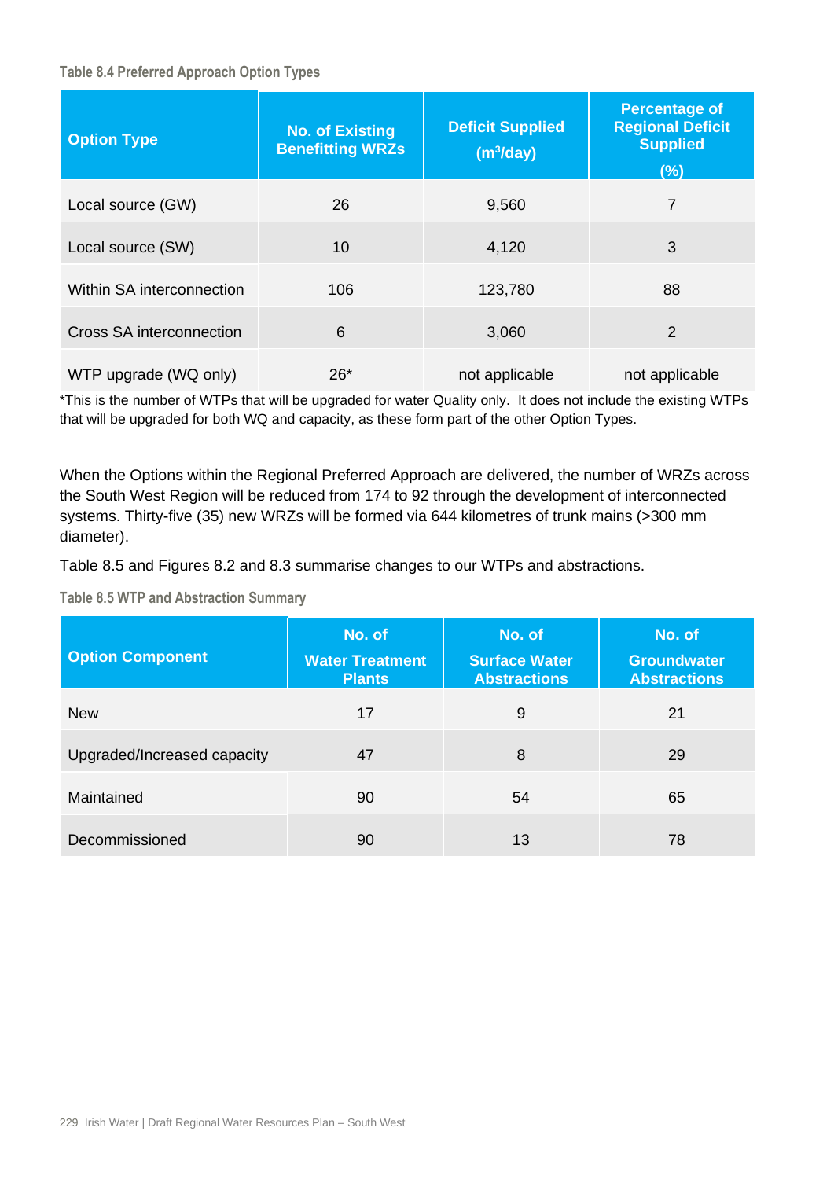Table 8.4 Preferred Approach Option Types

| Option Type | No. of Existing Benefitting WRZs | Deficit Supplied ($m^3$/day) | Percentage of Regional Deficit Supplied (%) |
|---|---|---|---|
| Local source (GW) | 26 | 9,560 | 7 |
| Local source (SW) | 10 | 4,120 | 3 |
| Within SA interconnection | 106 | 123,780 | 88 |
| Cross SA interconnection | 6 | 3,060 | 2 |
| WTP upgrade (WQ only) | 26* | not applicable | not applicable |

*This is the number of WTPs that will be upgraded for water Quality only. It does not include the existing WTPs that will be upgraded for both WQ and capacity, as these form part of the other Option Types.

When the Options within the Regional Preferred Approach are delivered, the number of WRZs across the South West Region will be reduced from 174 to 92 through the development of interconnected systems. Thirty-five (35) new WRZs will be formed via 644 kilometres of trunk mains (>300 mm diameter).

Table 8.5 and Figures 8.2 and 8.3 summarise changes to our WTPs and abstractions.

Table 8.5 WTP and Abstraction Summary

| Option Component | No. of Water Treatment Plants | No. of Surface Water Abstractions | No. of Groundwater Abstractions |
|---|---|---|---|
| New | 17 | 9 | 21 |
| Upgraded/Increased capacity | 47 | 8 | 29 |
| Maintained | 90 | 54 | 65 |
| Decommissioned | 90 | 13 | 78 |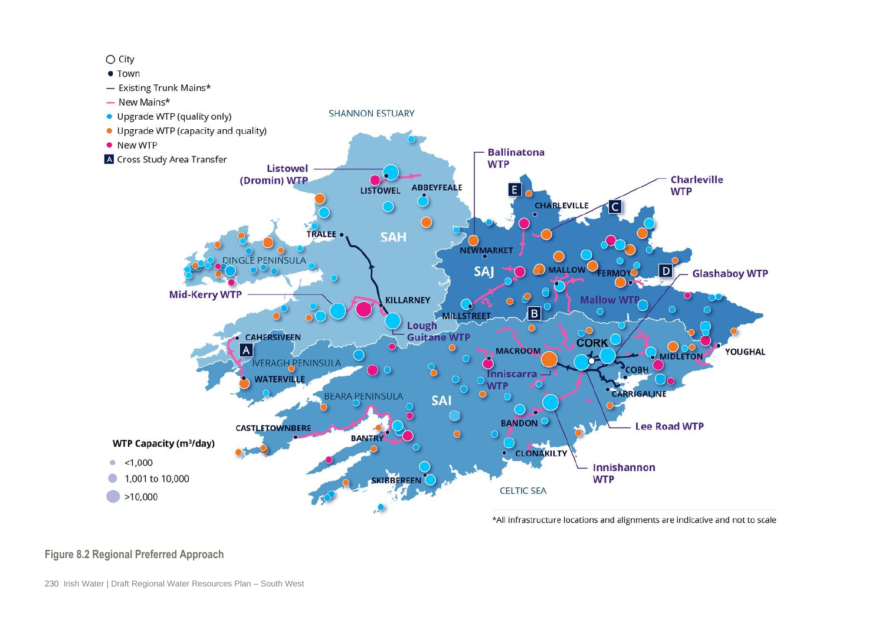Figure 8.2 Regional Preferred Approach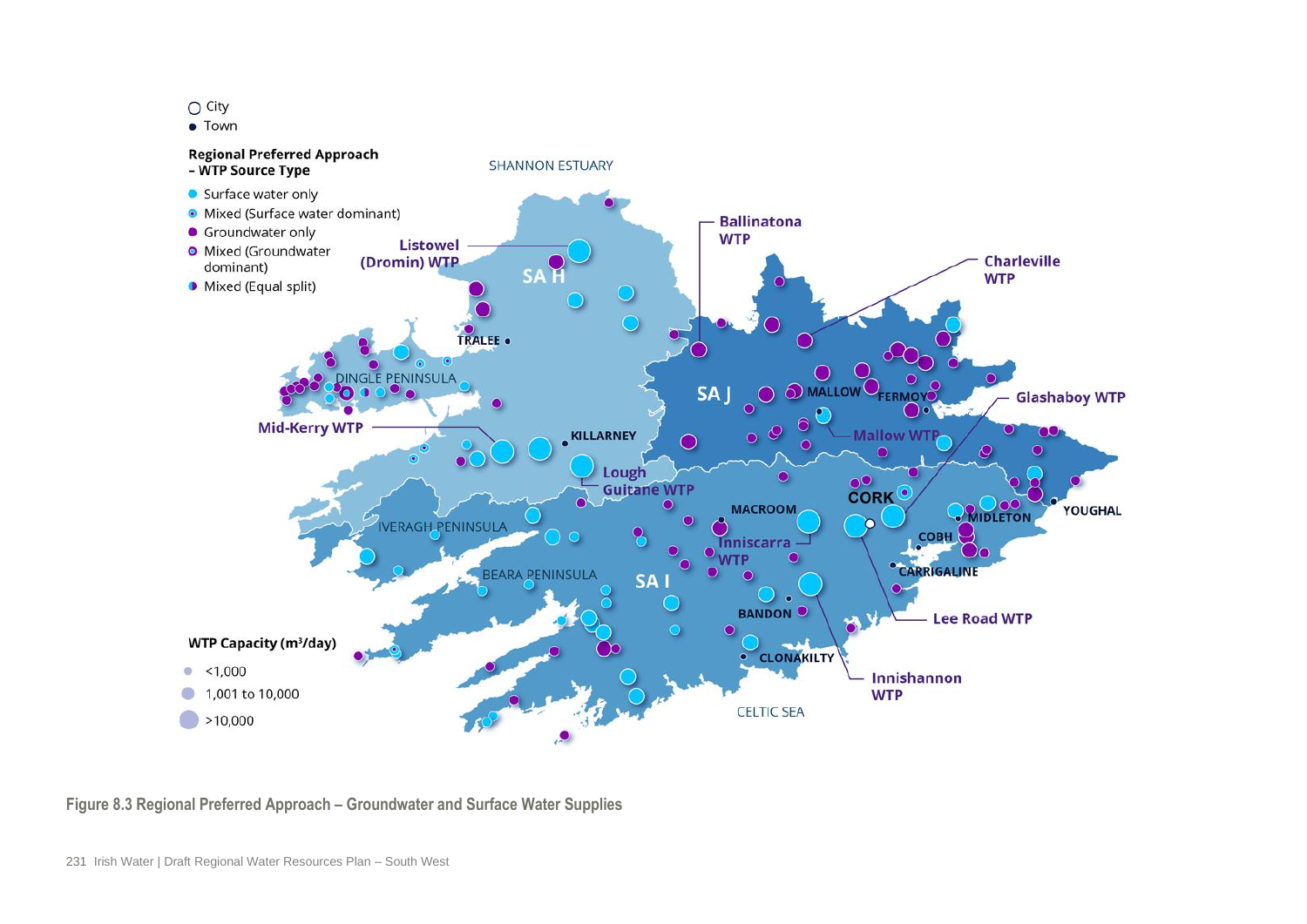**Figure 8.3 Regional Preferred Approach – Groundwater and Surface Water Supplies**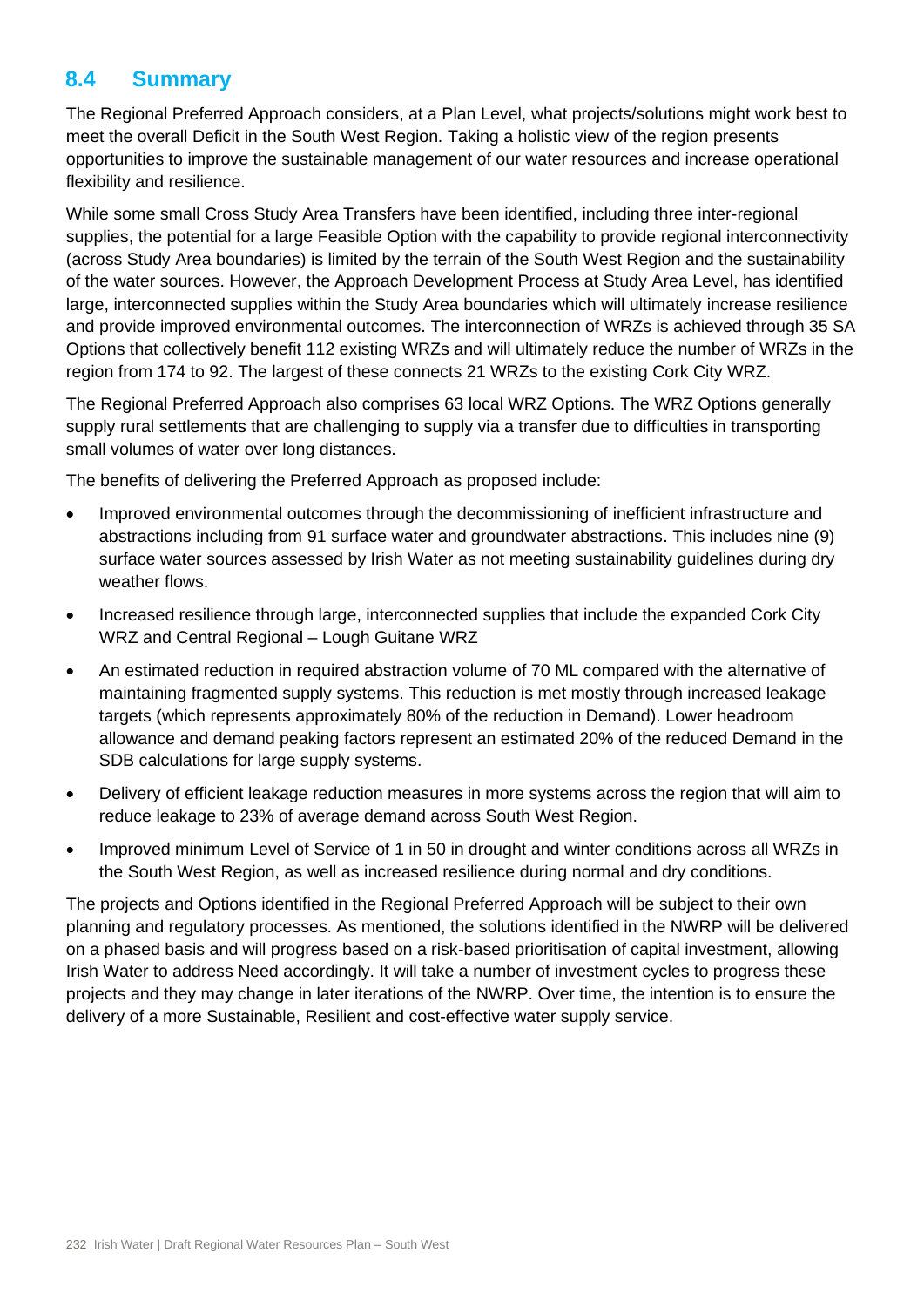## 8.4 Summary

The Regional Preferred Approach considers, at a Plan Level, what projects/solutions might work best to meet the overall Deficit in the South West Region. Taking a holistic view of the region presents opportunities to improve the sustainable management of our water resources and increase operational flexibility and resilience.

While some small Cross Study Area Transfers have been identified, including three inter-regional supplies, the potential for a large Feasible Option with the capability to provide regional interconnectivity (across Study Area boundaries) is limited by the terrain of the South West Region and the sustainability of the water sources. However, the Approach Development Process at Study Area Level, has identified large, interconnected supplies within the Study Area boundaries which will ultimately increase resilience and provide improved environmental outcomes. The interconnection of WRZs is achieved through 35 SA Options that collectively benefit 112 existing WRZs and will ultimately reduce the number of WRZs in the region from 174 to 92. The largest of these connects 21 WRZs to the existing Cork City WRZ.

The Regional Preferred Approach also comprises 63 local WRZ Options. The WRZ Options generally supply rural settlements that are challenging to supply via a transfer due to difficulties in transporting small volumes of water over long distances.

The benefits of delivering the Preferred Approach as proposed include:

- Improved environmental outcomes through the decommissioning of inefficient infrastructure and abstractions including from 91 surface water and groundwater abstractions. This includes nine (9) surface water sources assessed by Irish Water as not meeting sustainability guidelines during dry weather flows.
- Increased resilience through large, interconnected supplies that include the expanded Cork City WRZ and Central Regional – Lough Guitane WRZ
- An estimated reduction in required abstraction volume of 70 ML compared with the alternative of maintaining fragmented supply systems. This reduction is met mostly through increased leakage targets (which represents approximately 80% of the reduction in Demand). Lower headroom allowance and demand peaking factors represent an estimated 20% of the reduced Demand in the SDB calculations for large supply systems.
- Delivery of efficient leakage reduction measures in more systems across the region that will aim to reduce leakage to 23% of average demand across South West Region.
- Improved minimum Level of Service of 1 in 50 in drought and winter conditions across all WRZs in the South West Region, as well as increased resilience during normal and dry conditions.

The projects and Options identified in the Regional Preferred Approach will be subject to their own planning and regulatory processes. As mentioned, the solutions identified in the NWRP will be delivered on a phased basis and will progress based on a risk-based prioritisation of capital investment, allowing Irish Water to address Need accordingly. It will take a number of investment cycles to progress these projects and they may change in later iterations of the NWRP. Over time, the intention is to ensure the delivery of a more Sustainable, Resilient and cost-effective water supply service.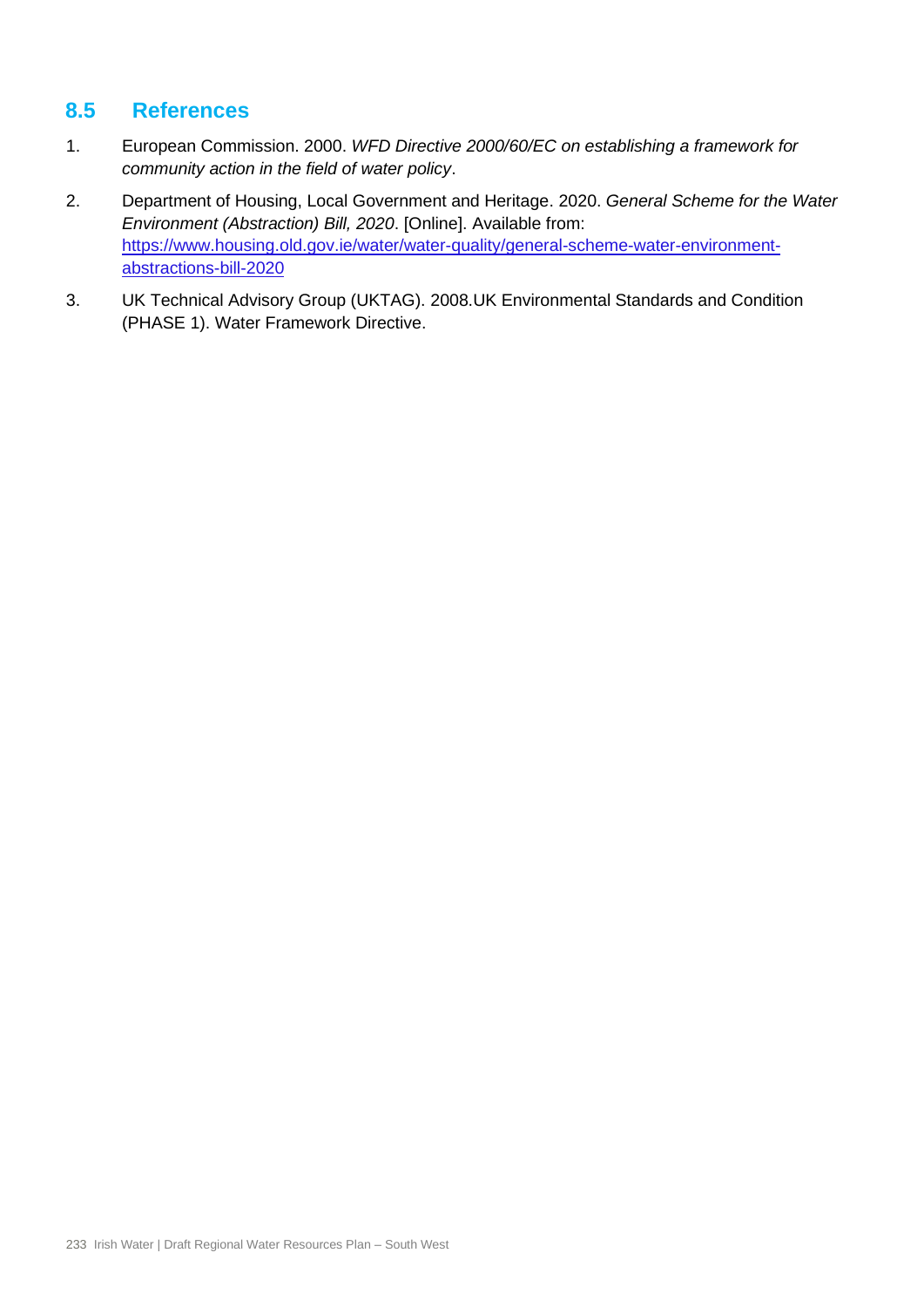## 8.5 References

1. European Commission. 2000. *WFD Directive 2000/60/EC on establishing a framework for community action in the field of water policy*.
2. Department of Housing, Local Government and Heritage. 2020. *General Scheme for the Water Environment (Abstraction) Bill, 2020*. [Online]. Available from: [https://www.housing.old.gov.ie/water/water-quality/general-scheme-water-environment-abstractions-bill-2020](https://www.housing.old.gov.ie/water/water-quality/general-scheme-water-environment-abstractions-bill-2020)
3. UK Technical Advisory Group (UKTAG). 2008.UK Environmental Standards and Condition (PHASE 1). Water Framework Directive.